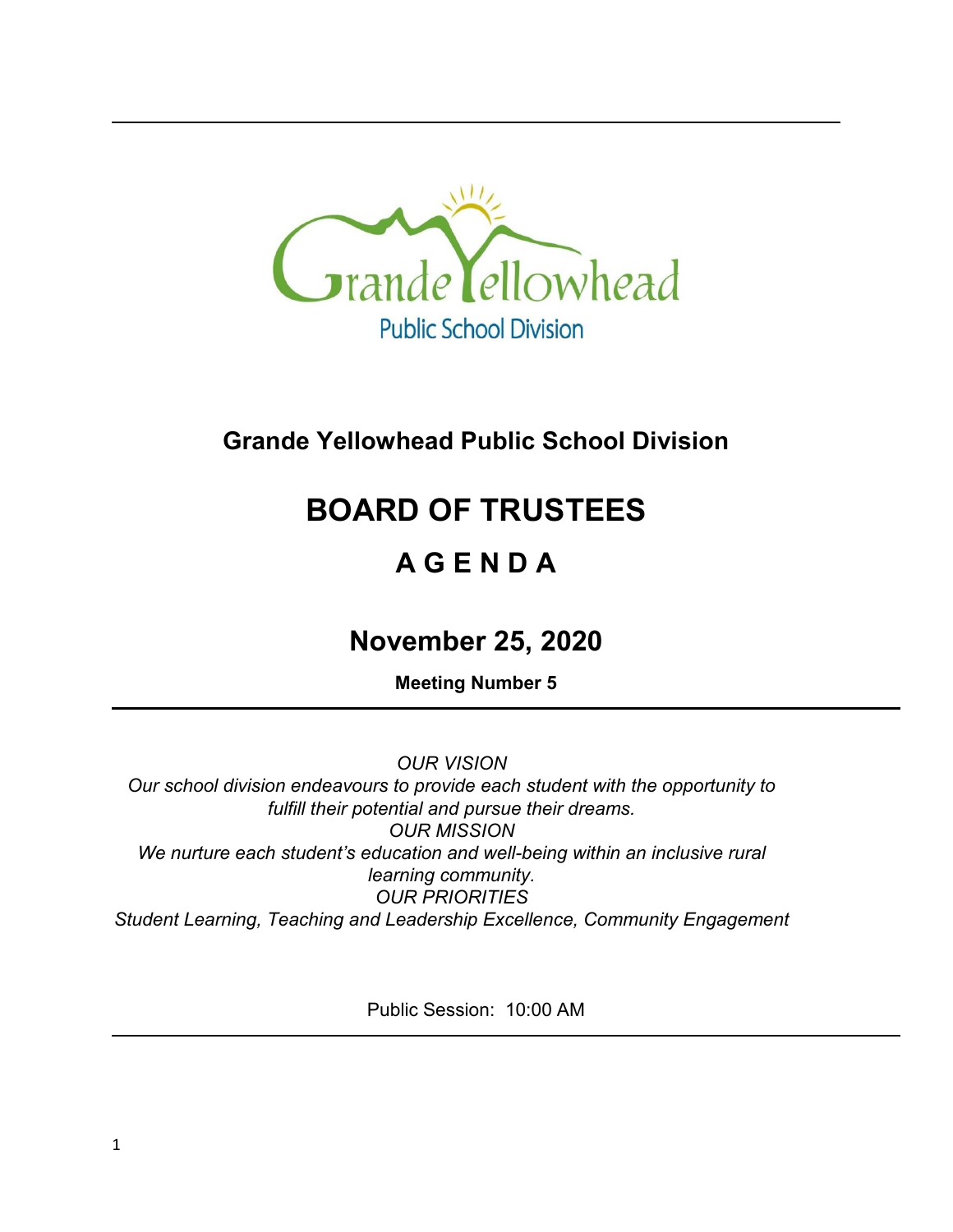# Grande Yellowhead Public School Division

# BOARD OF TRUSTEES

## A G E N D A

## November 25, 2020

**Meeting Number 5**

*OUR VISION*
*Our school division endeavours to provide each student with the opportunity to fulfill their potential and pursue their dreams.*
*OUR MISSION*
*We nurture each student's education and well-being within an inclusive rural learning community.*
*OUR PRIORITIES*
*Student Learning, Teaching and Leadership Excellence, Community Engagement*

Public Session: 10:00 AM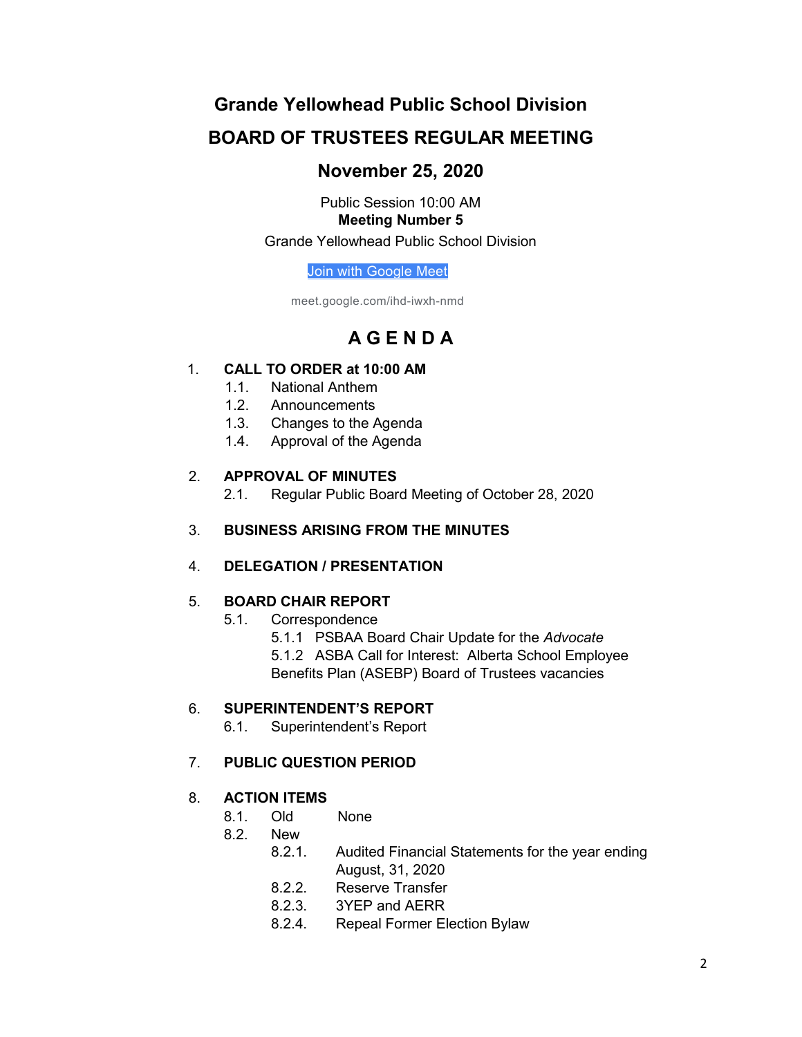# Grande Yellowhead Public School Division

## BOARD OF TRUSTEES REGULAR MEETING

## November 25, 2020

Public Session 10:00 AM
**Meeting Number 5**
Grande Yellowhead Public School Division

Join with Google Meet

meet.google.com/ihd-iwxh-nmd

## A G E N D A

1. **CALL TO ORDER at 10:00 AM**
   - 1.1. National Anthem
   - 1.2. Announcements
   - 1.3. Changes to the Agenda
   - 1.4. Approval of the Agenda

2. **APPROVAL OF MINUTES**
   - 2.1. Regular Public Board Meeting of October 28, 2020

3. **BUSINESS ARISING FROM THE MINUTES**

4. **DELEGATION / PRESENTATION**

5. **BOARD CHAIR REPORT**
   - 5.1. Correspondence
     - 5.1.1 PSBAA Board Chair Update for the *Advocate*
     - 5.1.2 ASBA Call for Interest: Alberta School Employee Benefits Plan (ASEBP) Board of Trustees vacancies

6. **SUPERINTENDENT'S REPORT**
   - 6.1. Superintendent's Report

7. **PUBLIC QUESTION PERIOD**

8. **ACTION ITEMS**
   - 8.1. Old None
   - 8.2. New
     - 8.2.1. Audited Financial Statements for the year ending August, 31, 2020
     - 8.2.2. Reserve Transfer
     - 8.2.3. 3YEP and AERR
     - 8.2.4. Repeal Former Election Bylaw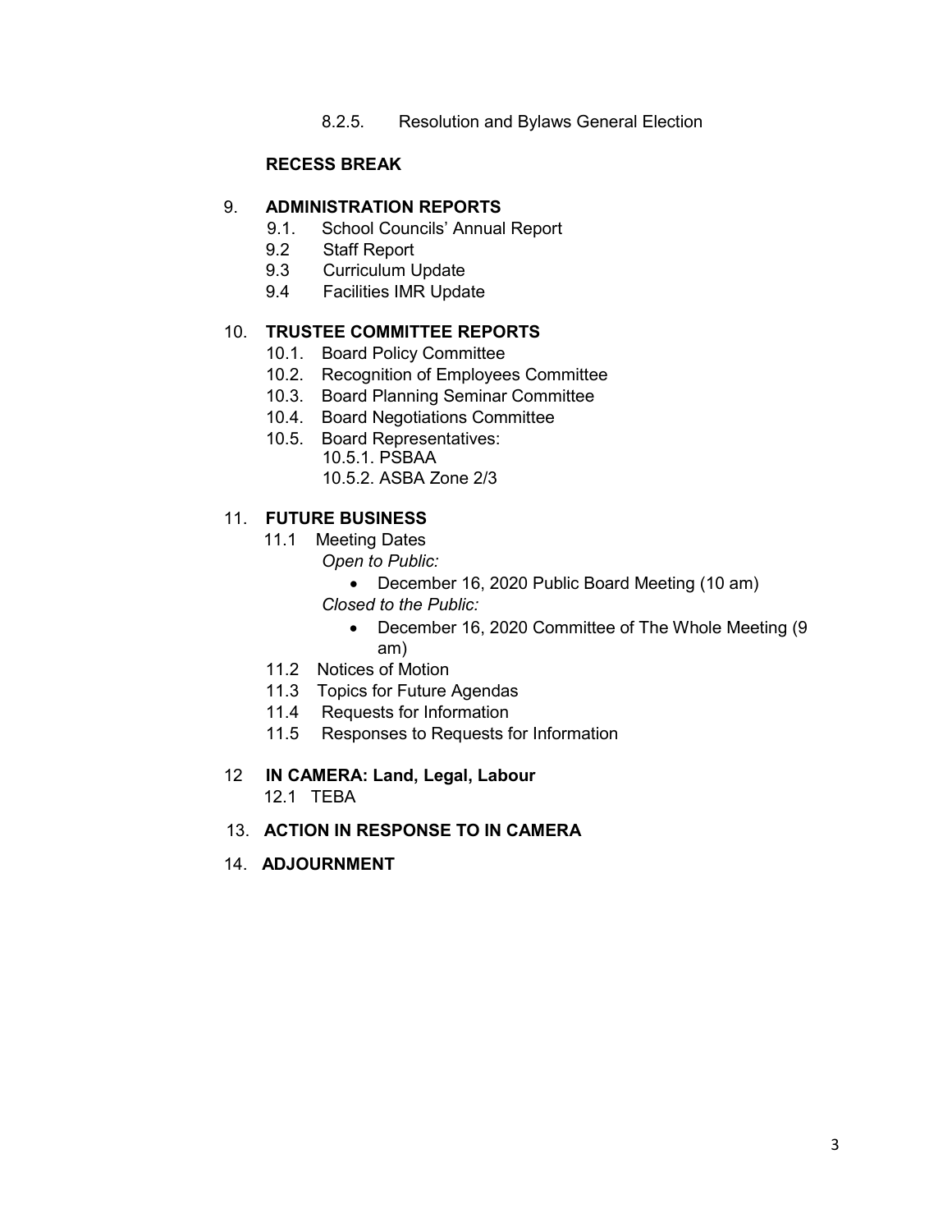8.2.5. Resolution and Bylaws General Election

**RECESS BREAK**

9. **ADMINISTRATION REPORTS**
    - 9.1. School Councils' Annual Report
    - 9.2 Staff Report
    - 9.3 Curriculum Update
    - 9.4 Facilities IMR Update

10. **TRUSTEE COMMITTEE REPORTS**
    - 10.1. Board Policy Committee
    - 10.2. Recognition of Employees Committee
    - 10.3. Board Planning Seminar Committee
    - 10.4. Board Negotiations Committee
    - 10.5. Board Representatives:
        - 10.5.1. PSBAA
        - 10.5.2. ASBA Zone 2/3

11. **FUTURE BUSINESS**
    - 11.1 Meeting Dates

        *Open to Public:*
        - December 16, 2020 Public Board Meeting (10 am)

        *Closed to the Public:*
        - December 16, 2020 Committee of The Whole Meeting (9 am)
    - 11.2 Notices of Motion
    - 11.3 Topics for Future Agendas
    - 11.4 Requests for Information
    - 11.5 Responses to Requests for Information

12 **IN CAMERA: Land, Legal, Labour**
    - 12.1 TEBA

13. **ACTION IN RESPONSE TO IN CAMERA**

14. **ADJOURNMENT**